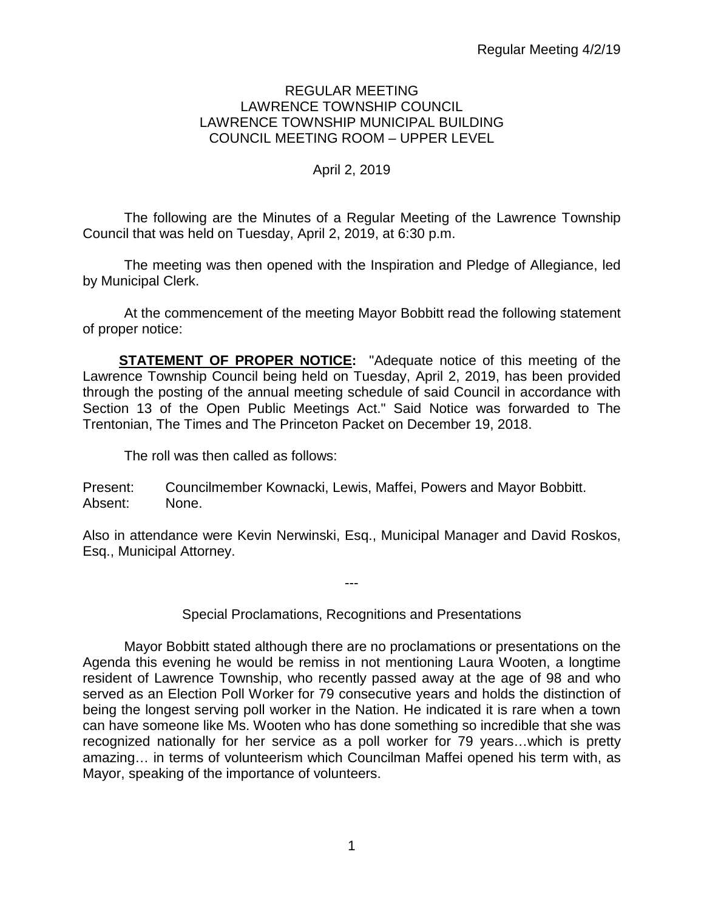# REGULAR MEETING
## LAWRENCE TOWNSHIP COUNCIL
## LAWRENCE TOWNSHIP MUNICIPAL BUILDING
## COUNCIL MEETING ROOM – UPPER LEVEL

April 2, 2019

The following are the Minutes of a Regular Meeting of the Lawrence Township Council that was held on Tuesday, April 2, 2019, at 6:30 p.m.

The meeting was then opened with the Inspiration and Pledge of Allegiance, led by Municipal Clerk.

At the commencement of the meeting Mayor Bobbitt read the following statement of proper notice:

**STATEMENT OF PROPER NOTICE:** "Adequate notice of this meeting of the Lawrence Township Council being held on Tuesday, April 2, 2019, has been provided through the posting of the annual meeting schedule of said Council in accordance with Section 13 of the Open Public Meetings Act." Said Notice was forwarded to The Trentonian, The Times and The Princeton Packet on December 19, 2018.

The roll was then called as follows:

Present: Councilmember Kownacki, Lewis, Maffei, Powers and Mayor Bobbitt.
Absent: None.

Also in attendance were Kevin Nerwinski, Esq., Municipal Manager and David Roskos, Esq., Municipal Attorney.

---

Special Proclamations, Recognitions and Presentations

Mayor Bobbitt stated although there are no proclamations or presentations on the Agenda this evening he would be remiss in not mentioning Laura Wooten, a longtime resident of Lawrence Township, who recently passed away at the age of 98 and who served as an Election Poll Worker for 79 consecutive years and holds the distinction of being the longest serving poll worker in the Nation. He indicated it is rare when a town can have someone like Ms. Wooten who has done something so incredible that she was recognized nationally for her service as a poll worker for 79 years…which is pretty amazing… in terms of volunteerism which Councilman Maffei opened his term with, as Mayor, speaking of the importance of volunteers.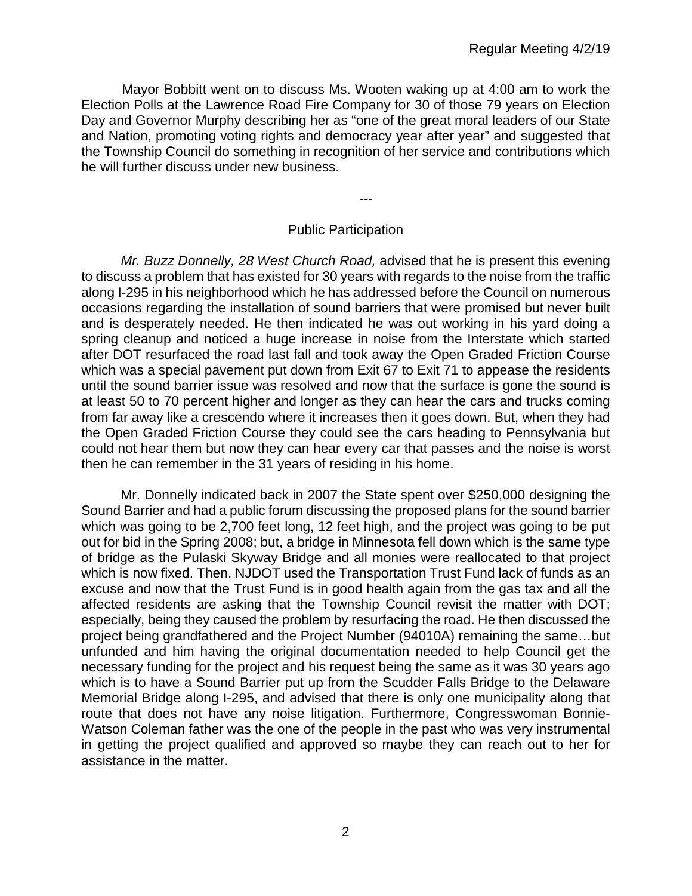Mayor Bobbitt went on to discuss Ms. Wooten waking up at 4:00 am to work the Election Polls at the Lawrence Road Fire Company for 30 of those 79 years on Election Day and Governor Murphy describing her as "one of the great moral leaders of our State and Nation, promoting voting rights and democracy year after year" and suggested that the Township Council do something in recognition of her service and contributions which he will further discuss under new business.

---

## Public Participation

*Mr. Buzz Donnelly, 28 West Church Road,* advised that he is present this evening to discuss a problem that has existed for 30 years with regards to the noise from the traffic along I-295 in his neighborhood which he has addressed before the Council on numerous occasions regarding the installation of sound barriers that were promised but never built and is desperately needed. He then indicated he was out working in his yard doing a spring cleanup and noticed a huge increase in noise from the Interstate which started after DOT resurfaced the road last fall and took away the Open Graded Friction Course which was a special pavement put down from Exit 67 to Exit 71 to appease the residents until the sound barrier issue was resolved and now that the surface is gone the sound is at least 50 to 70 percent higher and longer as they can hear the cars and trucks coming from far away like a crescendo where it increases then it goes down. But, when they had the Open Graded Friction Course they could see the cars heading to Pennsylvania but could not hear them but now they can hear every car that passes and the noise is worst then he can remember in the 31 years of residing in his home.

Mr. Donnelly indicated back in 2007 the State spent over $250,000 designing the Sound Barrier and had a public forum discussing the proposed plans for the sound barrier which was going to be 2,700 feet long, 12 feet high, and the project was going to be put out for bid in the Spring 2008; but, a bridge in Minnesota fell down which is the same type of bridge as the Pulaski Skyway Bridge and all monies were reallocated to that project which is now fixed. Then, NJDOT used the Transportation Trust Fund lack of funds as an excuse and now that the Trust Fund is in good health again from the gas tax and all the affected residents are asking that the Township Council revisit the matter with DOT; especially, being they caused the problem by resurfacing the road. He then discussed the project being grandfathered and the Project Number (94010A) remaining the same…but unfunded and him having the original documentation needed to help Council get the necessary funding for the project and his request being the same as it was 30 years ago which is to have a Sound Barrier put up from the Scudder Falls Bridge to the Delaware Memorial Bridge along I-295, and advised that there is only one municipality along that route that does not have any noise litigation. Furthermore, Congresswoman Bonnie-Watson Coleman father was the one of the people in the past who was very instrumental in getting the project qualified and approved so maybe they can reach out to her for assistance in the matter.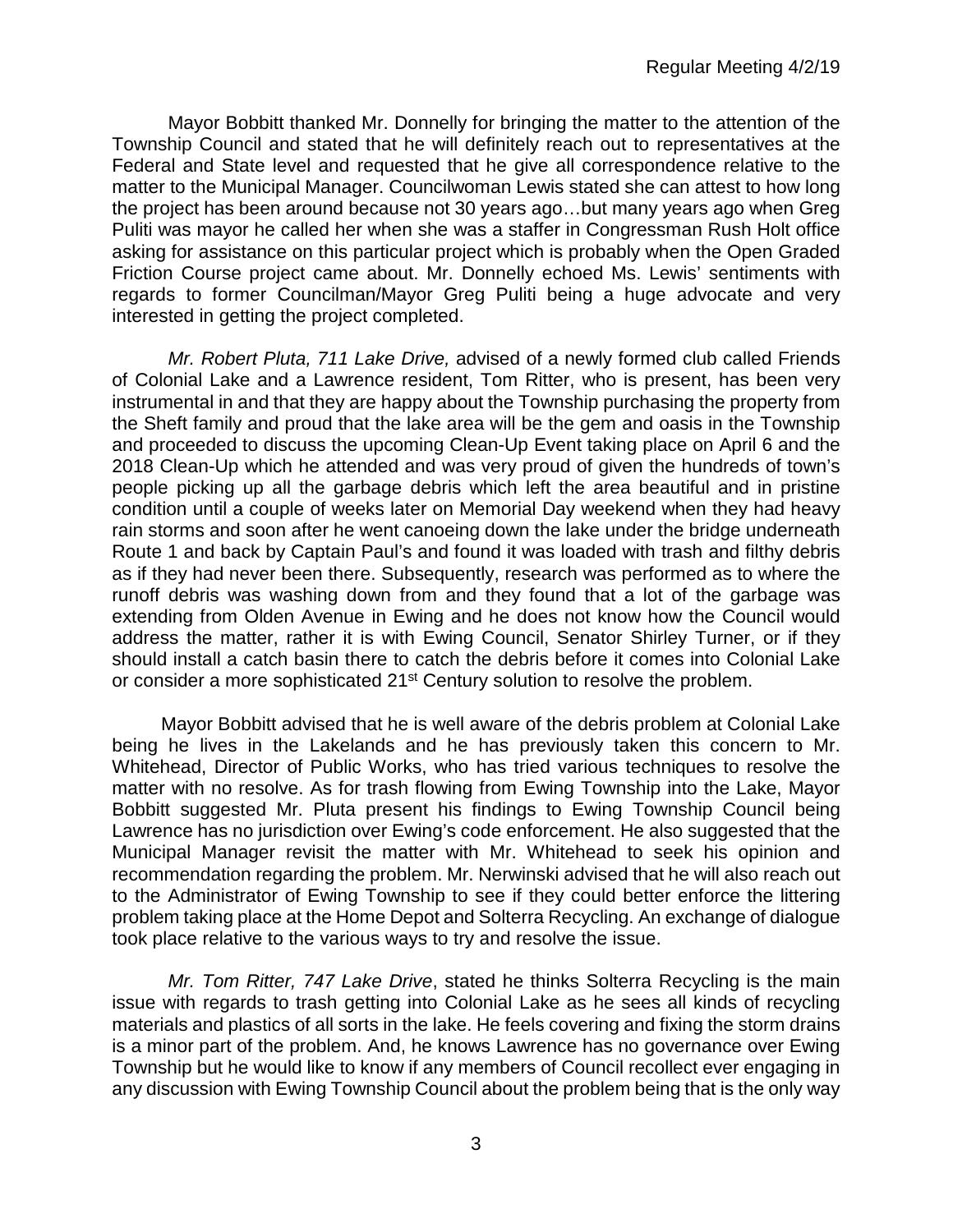Mayor Bobbitt thanked Mr. Donnelly for bringing the matter to the attention of the Township Council and stated that he will definitely reach out to representatives at the Federal and State level and requested that he give all correspondence relative to the matter to the Municipal Manager. Councilwoman Lewis stated she can attest to how long the project has been around because not 30 years ago…but many years ago when Greg Puliti was mayor he called her when she was a staffer in Congressman Rush Holt office asking for assistance on this particular project which is probably when the Open Graded Friction Course project came about. Mr. Donnelly echoed Ms. Lewis' sentiments with regards to former Councilman/Mayor Greg Puliti being a huge advocate and very interested in getting the project completed.

*Mr. Robert Pluta, 711 Lake Drive,* advised of a newly formed club called Friends of Colonial Lake and a Lawrence resident, Tom Ritter, who is present, has been very instrumental in and that they are happy about the Township purchasing the property from the Sheft family and proud that the lake area will be the gem and oasis in the Township and proceeded to discuss the upcoming Clean-Up Event taking place on April 6 and the 2018 Clean-Up which he attended and was very proud of given the hundreds of town's people picking up all the garbage debris which left the area beautiful and in pristine condition until a couple of weeks later on Memorial Day weekend when they had heavy rain storms and soon after he went canoeing down the lake under the bridge underneath Route 1 and back by Captain Paul's and found it was loaded with trash and filthy debris as if they had never been there. Subsequently, research was performed as to where the runoff debris was washing down from and they found that a lot of the garbage was extending from Olden Avenue in Ewing and he does not know how the Council would address the matter, rather it is with Ewing Council, Senator Shirley Turner, or if they should install a catch basin there to catch the debris before it comes into Colonial Lake or consider a more sophisticated 21st Century solution to resolve the problem.

Mayor Bobbitt advised that he is well aware of the debris problem at Colonial Lake being he lives in the Lakelands and he has previously taken this concern to Mr. Whitehead, Director of Public Works, who has tried various techniques to resolve the matter with no resolve. As for trash flowing from Ewing Township into the Lake, Mayor Bobbitt suggested Mr. Pluta present his findings to Ewing Township Council being Lawrence has no jurisdiction over Ewing's code enforcement. He also suggested that the Municipal Manager revisit the matter with Mr. Whitehead to seek his opinion and recommendation regarding the problem. Mr. Nerwinski advised that he will also reach out to the Administrator of Ewing Township to see if they could better enforce the littering problem taking place at the Home Depot and Solterra Recycling. An exchange of dialogue took place relative to the various ways to try and resolve the issue.

*Mr. Tom Ritter, 747 Lake Drive*, stated he thinks Solterra Recycling is the main issue with regards to trash getting into Colonial Lake as he sees all kinds of recycling materials and plastics of all sorts in the lake. He feels covering and fixing the storm drains is a minor part of the problem. And, he knows Lawrence has no governance over Ewing Township but he would like to know if any members of Council recollect ever engaging in any discussion with Ewing Township Council about the problem being that is the only way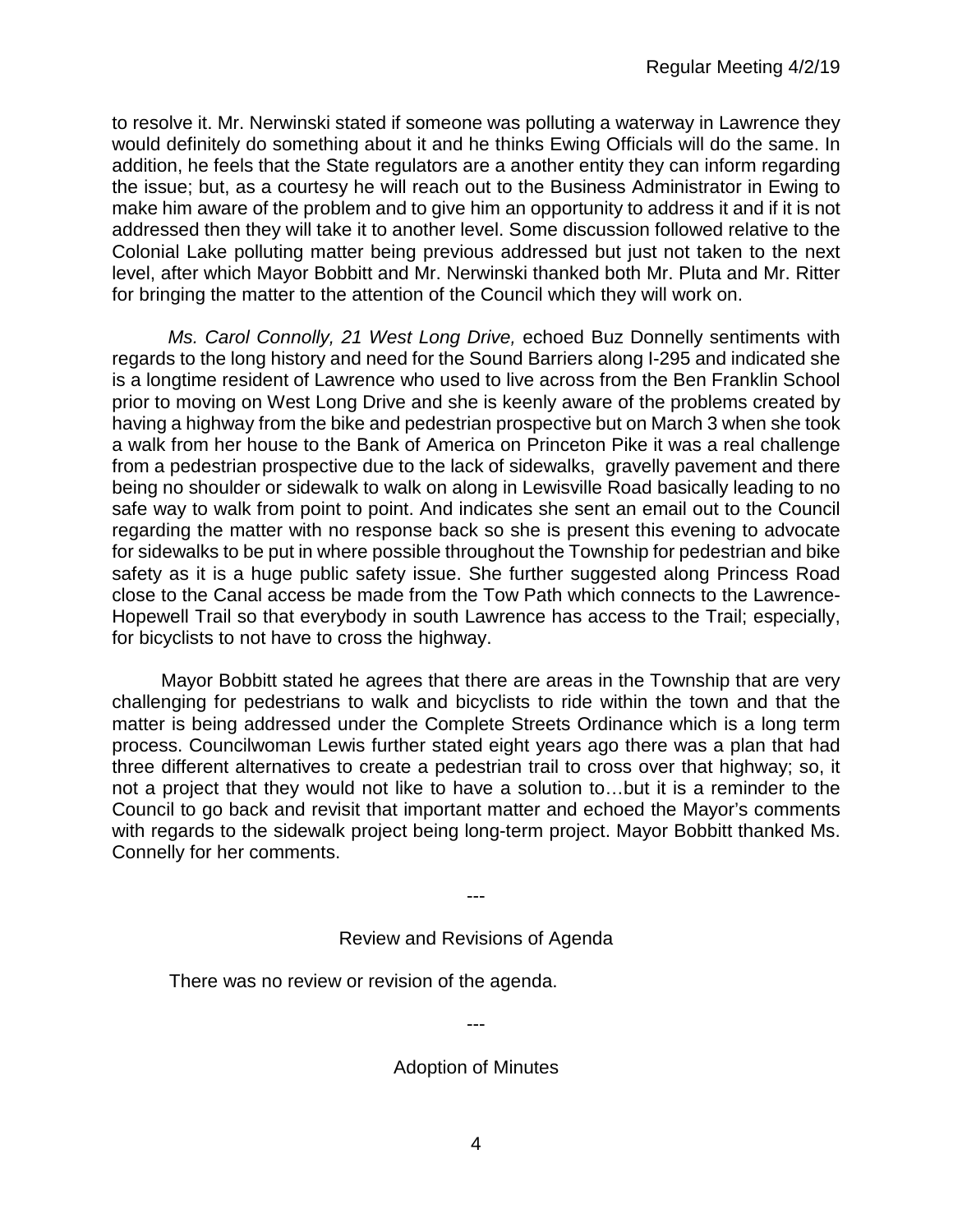to resolve it. Mr. Nerwinski stated if someone was polluting a waterway in Lawrence they would definitely do something about it and he thinks Ewing Officials will do the same. In addition, he feels that the State regulators are a another entity they can inform regarding the issue; but, as a courtesy he will reach out to the Business Administrator in Ewing to make him aware of the problem and to give him an opportunity to address it and if it is not addressed then they will take it to another level. Some discussion followed relative to the Colonial Lake polluting matter being previous addressed but just not taken to the next level, after which Mayor Bobbitt and Mr. Nerwinski thanked both Mr. Pluta and Mr. Ritter for bringing the matter to the attention of the Council which they will work on.

*Ms. Carol Connolly, 21 West Long Drive,* echoed Buz Donnelly sentiments with regards to the long history and need for the Sound Barriers along I-295 and indicated she is a longtime resident of Lawrence who used to live across from the Ben Franklin School prior to moving on West Long Drive and she is keenly aware of the problems created by having a highway from the bike and pedestrian prospective but on March 3 when she took a walk from her house to the Bank of America on Princeton Pike it was a real challenge from a pedestrian prospective due to the lack of sidewalks, gravelly pavement and there being no shoulder or sidewalk to walk on along in Lewisville Road basically leading to no safe way to walk from point to point. And indicates she sent an email out to the Council regarding the matter with no response back so she is present this evening to advocate for sidewalks to be put in where possible throughout the Township for pedestrian and bike safety as it is a huge public safety issue. She further suggested along Princess Road close to the Canal access be made from the Tow Path which connects to the Lawrence-Hopewell Trail so that everybody in south Lawrence has access to the Trail; especially, for bicyclists to not have to cross the highway.

Mayor Bobbitt stated he agrees that there are areas in the Township that are very challenging for pedestrians to walk and bicyclists to ride within the town and that the matter is being addressed under the Complete Streets Ordinance which is a long term process. Councilwoman Lewis further stated eight years ago there was a plan that had three different alternatives to create a pedestrian trail to cross over that highway; so, it not a project that they would not like to have a solution to…but it is a reminder to the Council to go back and revisit that important matter and echoed the Mayor's comments with regards to the sidewalk project being long-term project. Mayor Bobbitt thanked Ms. Connelly for her comments.

---

Review and Revisions of Agenda

There was no review or revision of the agenda.

---

Adoption of Minutes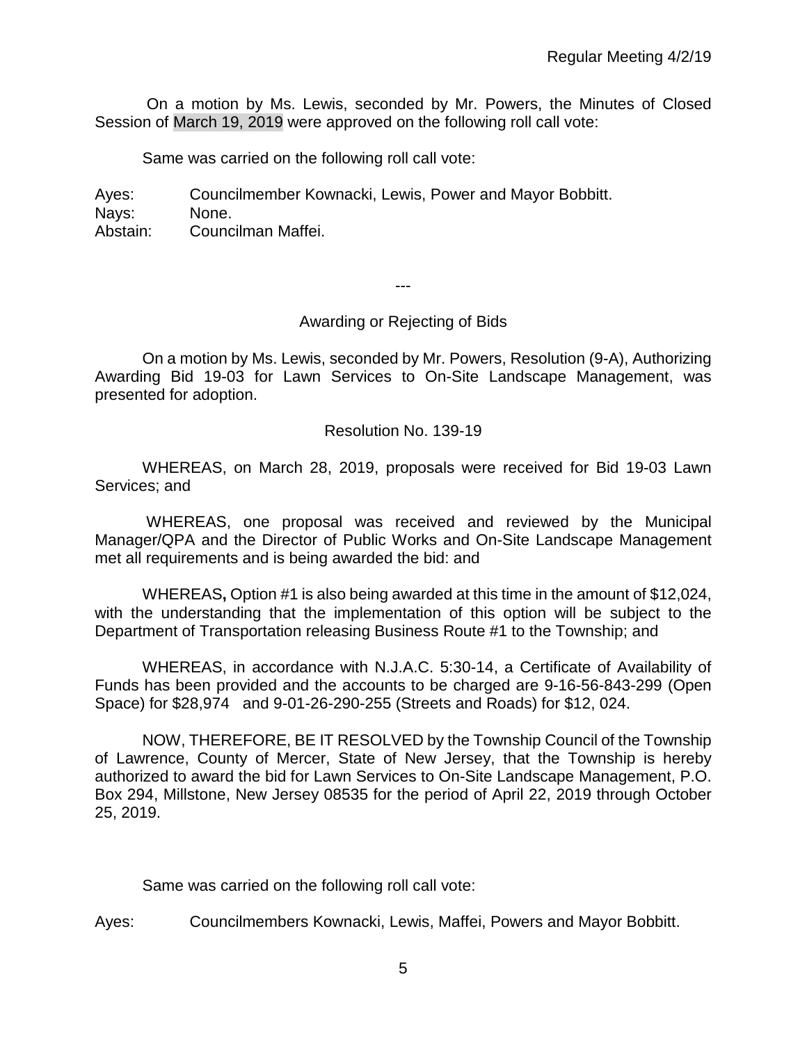On a motion by Ms. Lewis, seconded by Mr. Powers, the Minutes of Closed Session of March 19, 2019 were approved on the following roll call vote:

Same was carried on the following roll call vote:

Ayes: Councilmember Kownacki, Lewis, Power and Mayor Bobbitt.
Nays: None.
Abstain: Councilman Maffei.

---

Awarding or Rejecting of Bids

On a motion by Ms. Lewis, seconded by Mr. Powers, Resolution (9-A), Authorizing Awarding Bid 19-03 for Lawn Services to On-Site Landscape Management, was presented for adoption.

Resolution No. 139-19

WHEREAS, on March 28, 2019, proposals were received for Bid 19-03 Lawn Services; and

WHEREAS, one proposal was received and reviewed by the Municipal Manager/QPA and the Director of Public Works and On-Site Landscape Management met all requirements and is being awarded the bid: and

WHEREAS**,** Option #1 is also being awarded at this time in the amount of $12,024, with the understanding that the implementation of this option will be subject to the Department of Transportation releasing Business Route #1 to the Township; and

WHEREAS, in accordance with N.J.A.C. 5:30-14, a Certificate of Availability of Funds has been provided and the accounts to be charged are 9-16-56-843-299 (Open Space) for $28,974 and 9-01-26-290-255 (Streets and Roads) for $12, 024.

NOW, THEREFORE, BE IT RESOLVED by the Township Council of the Township of Lawrence, County of Mercer, State of New Jersey, that the Township is hereby authorized to award the bid for Lawn Services to On-Site Landscape Management, P.O. Box 294, Millstone, New Jersey 08535 for the period of April 22, 2019 through October 25, 2019.

Same was carried on the following roll call vote:

Ayes: Councilmembers Kownacki, Lewis, Maffei, Powers and Mayor Bobbitt.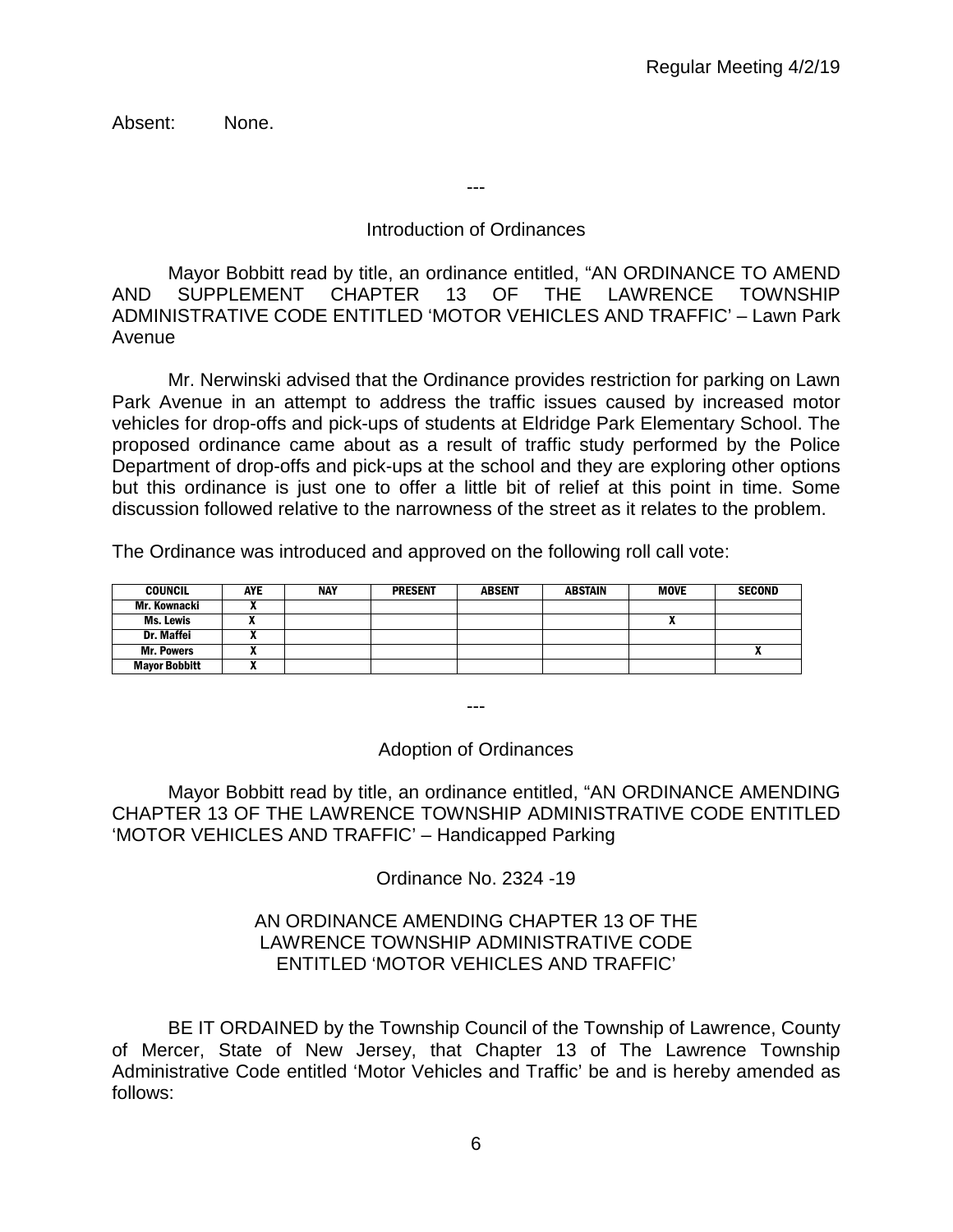Absent: None.

---

## Introduction of Ordinances

Mayor Bobbitt read by title, an ordinance entitled, "AN ORDINANCE TO AMEND AND SUPPLEMENT CHAPTER 13 OF THE LAWRENCE TOWNSHIP ADMINISTRATIVE CODE ENTITLED 'MOTOR VEHICLES AND TRAFFIC' – Lawn Park Avenue

Mr. Nerwinski advised that the Ordinance provides restriction for parking on Lawn Park Avenue in an attempt to address the traffic issues caused by increased motor vehicles for drop-offs and pick-ups of students at Eldridge Park Elementary School. The proposed ordinance came about as a result of traffic study performed by the Police Department of drop-offs and pick-ups at the school and they are exploring other options but this ordinance is just one to offer a little bit of relief at this point in time. Some discussion followed relative to the narrowness of the street as it relates to the problem.

The Ordinance was introduced and approved on the following roll call vote:

| COUNCIL | AYE | NAY | PRESENT | ABSENT | ABSTAIN | MOVE | SECOND |
|---|---|---|---|---|---|---|---|
| Mr. Kownacki | X | | | | | | |
| Ms. Lewis | X | | | | | X | |
| Dr. Maffei | X | | | | | | |
| Mr. Powers | X | | | | | | X |
| Mayor Bobbitt | X | | | | | | |

---

## Adoption of Ordinances

Mayor Bobbitt read by title, an ordinance entitled, "AN ORDINANCE AMENDING CHAPTER 13 OF THE LAWRENCE TOWNSHIP ADMINISTRATIVE CODE ENTITLED 'MOTOR VEHICLES AND TRAFFIC' – Handicapped Parking

Ordinance No. 2324 -19

AN ORDINANCE AMENDING CHAPTER 13 OF THE LAWRENCE TOWNSHIP ADMINISTRATIVE CODE ENTITLED 'MOTOR VEHICLES AND TRAFFIC'

BE IT ORDAINED by the Township Council of the Township of Lawrence, County of Mercer, State of New Jersey, that Chapter 13 of The Lawrence Township Administrative Code entitled 'Motor Vehicles and Traffic' be and is hereby amended as follows: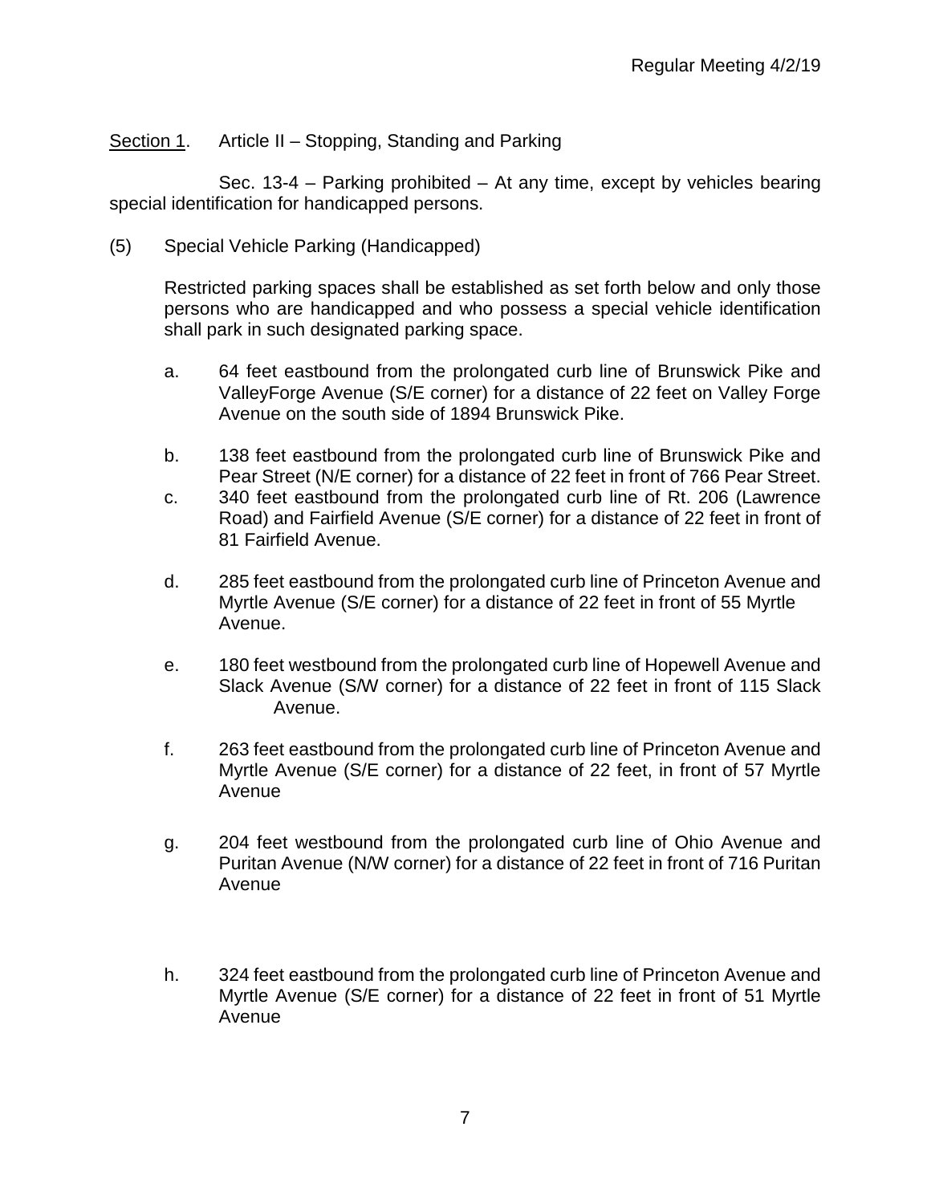<u>Section 1</u>. Article II – Stopping, Standing and Parking

Sec. 13-4 – Parking prohibited – At any time, except by vehicles bearing special identification for handicapped persons.

(5) Special Vehicle Parking (Handicapped)

Restricted parking spaces shall be established as set forth below and only those persons who are handicapped and who possess a special vehicle identification shall park in such designated parking space.

a. 64 feet eastbound from the prolongated curb line of Brunswick Pike and ValleyForge Avenue (S/E corner) for a distance of 22 feet on Valley Forge Avenue on the south side of 1894 Brunswick Pike.

b. 138 feet eastbound from the prolongated curb line of Brunswick Pike and Pear Street (N/E corner) for a distance of 22 feet in front of 766 Pear Street.

c. 340 feet eastbound from the prolongated curb line of Rt. 206 (Lawrence Road) and Fairfield Avenue (S/E corner) for a distance of 22 feet in front of 81 Fairfield Avenue.

d. 285 feet eastbound from the prolongated curb line of Princeton Avenue and Myrtle Avenue (S/E corner) for a distance of 22 feet in front of 55 Myrtle Avenue.

e. 180 feet westbound from the prolongated curb line of Hopewell Avenue and Slack Avenue (S/W corner) for a distance of 22 feet in front of 115 Slack Avenue.

f. 263 feet eastbound from the prolongated curb line of Princeton Avenue and Myrtle Avenue (S/E corner) for a distance of 22 feet, in front of 57 Myrtle Avenue

g. 204 feet westbound from the prolongated curb line of Ohio Avenue and Puritan Avenue (N/W corner) for a distance of 22 feet in front of 716 Puritan Avenue

h. 324 feet eastbound from the prolongated curb line of Princeton Avenue and Myrtle Avenue (S/E corner) for a distance of 22 feet in front of 51 Myrtle Avenue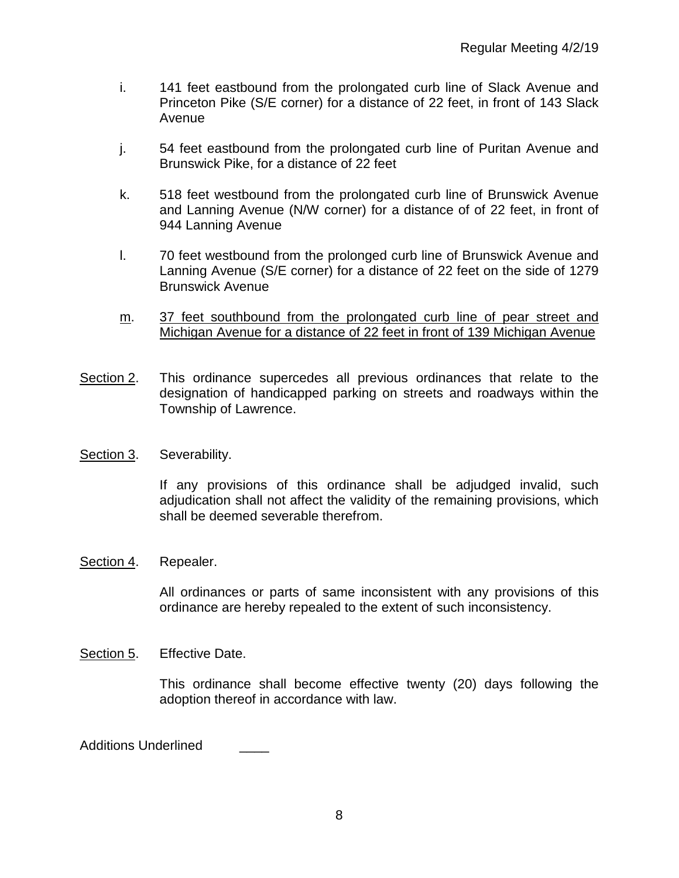i. 141 feet eastbound from the prolongated curb line of Slack Avenue and Princeton Pike (S/E corner) for a distance of 22 feet, in front of 143 Slack Avenue

j. 54 feet eastbound from the prolongated curb line of Puritan Avenue and Brunswick Pike, for a distance of 22 feet

k. 518 feet westbound from the prolongated curb line of Brunswick Avenue and Lanning Avenue (N/W corner) for a distance of of 22 feet, in front of 944 Lanning Avenue

l. 70 feet westbound from the prolonged curb line of Brunswick Avenue and Lanning Avenue (S/E corner) for a distance of 22 feet on the side of 1279 Brunswick Avenue

<u>m</u>. <u>37 feet southbound from the prolongated curb line of pear street and Michigan Avenue for a distance of 22 feet in front of 139 Michigan Avenue</u>

<u>Section 2</u>. This ordinance supercedes all previous ordinances that relate to the designation of handicapped parking on streets and roadways within the Township of Lawrence.

<u>Section 3</u>. Severability.

If any provisions of this ordinance shall be adjudged invalid, such adjudication shall not affect the validity of the remaining provisions, which shall be deemed severable therefrom.

<u>Section 4</u>. Repealer.

All ordinances or parts of same inconsistent with any provisions of this ordinance are hereby repealed to the extent of such inconsistency.

<u>Section 5</u>. Effective Date.

This ordinance shall become effective twenty (20) days following the adoption thereof in accordance with law.

Additions Underlined ____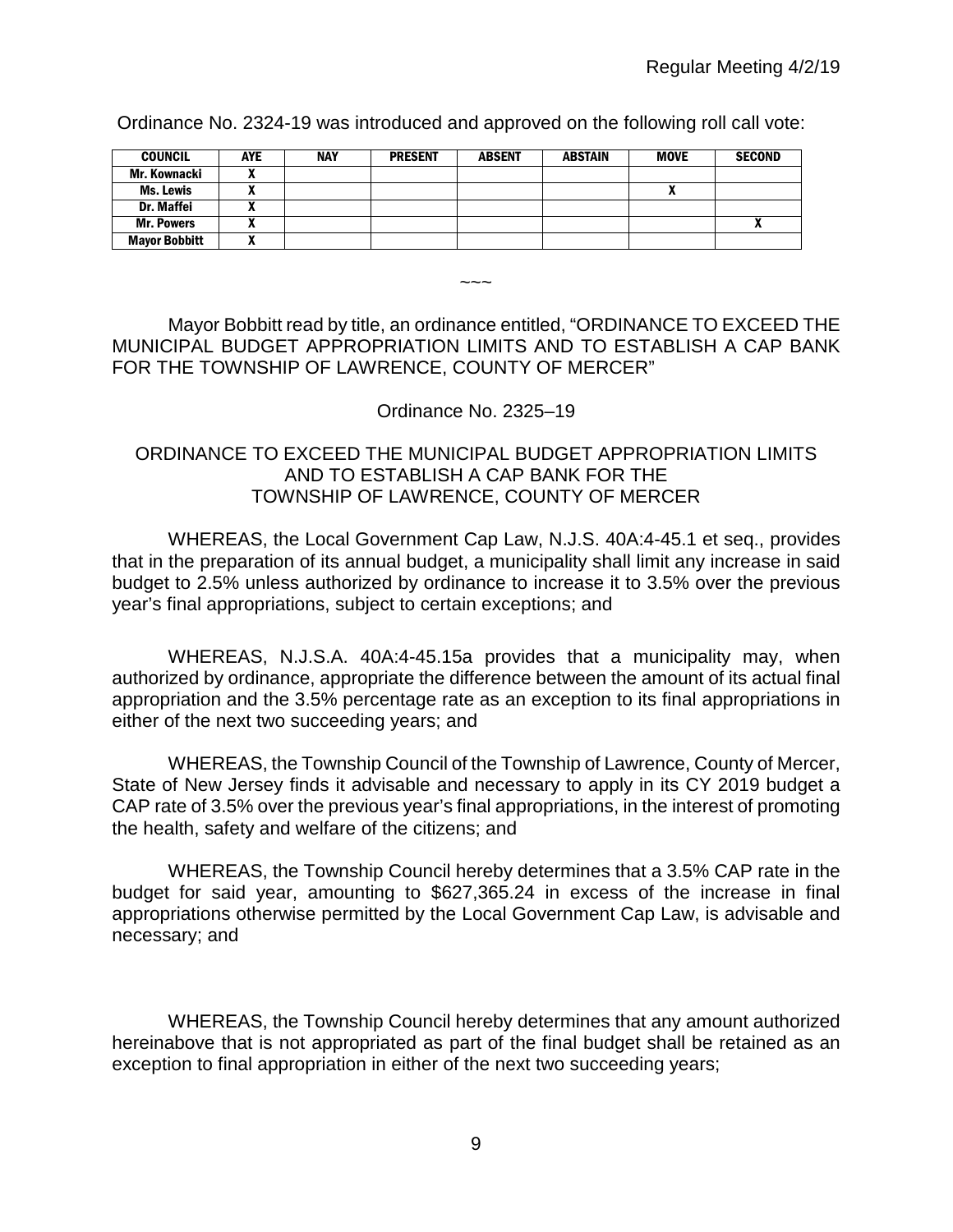Ordinance No. 2324-19 was introduced and approved on the following roll call vote:

| COUNCIL | AYE | NAY | PRESENT | ABSENT | ABSTAIN | MOVE | SECOND |
|---|---|---|---|---|---|---|---|
| Mr. Kownacki | X | | | | | | |
| Ms. Lewis | X | | | | | X | |
| Dr. Maffei | X | | | | | | |
| Mr. Powers | X | | | | | | X |
| Mayor Bobbitt | X | | | | | | |

~~~

Mayor Bobbitt read by title, an ordinance entitled, "ORDINANCE TO EXCEED THE MUNICIPAL BUDGET APPROPRIATION LIMITS AND TO ESTABLISH A CAP BANK FOR THE TOWNSHIP OF LAWRENCE, COUNTY OF MERCER"

Ordinance No. 2325–19

ORDINANCE TO EXCEED THE MUNICIPAL BUDGET APPROPRIATION LIMITS AND TO ESTABLISH A CAP BANK FOR THE TOWNSHIP OF LAWRENCE, COUNTY OF MERCER

WHEREAS, the Local Government Cap Law, N.J.S. 40A:4-45.1 et seq., provides that in the preparation of its annual budget, a municipality shall limit any increase in said budget to 2.5% unless authorized by ordinance to increase it to 3.5% over the previous year's final appropriations, subject to certain exceptions; and

WHEREAS, N.J.S.A. 40A:4-45.15a provides that a municipality may, when authorized by ordinance, appropriate the difference between the amount of its actual final appropriation and the 3.5% percentage rate as an exception to its final appropriations in either of the next two succeeding years; and

WHEREAS, the Township Council of the Township of Lawrence, County of Mercer, State of New Jersey finds it advisable and necessary to apply in its CY 2019 budget a CAP rate of 3.5% over the previous year's final appropriations, in the interest of promoting the health, safety and welfare of the citizens; and

WHEREAS, the Township Council hereby determines that a 3.5% CAP rate in the budget for said year, amounting to $627,365.24 in excess of the increase in final appropriations otherwise permitted by the Local Government Cap Law, is advisable and necessary; and

WHEREAS, the Township Council hereby determines that any amount authorized hereinabove that is not appropriated as part of the final budget shall be retained as an exception to final appropriation in either of the next two succeeding years;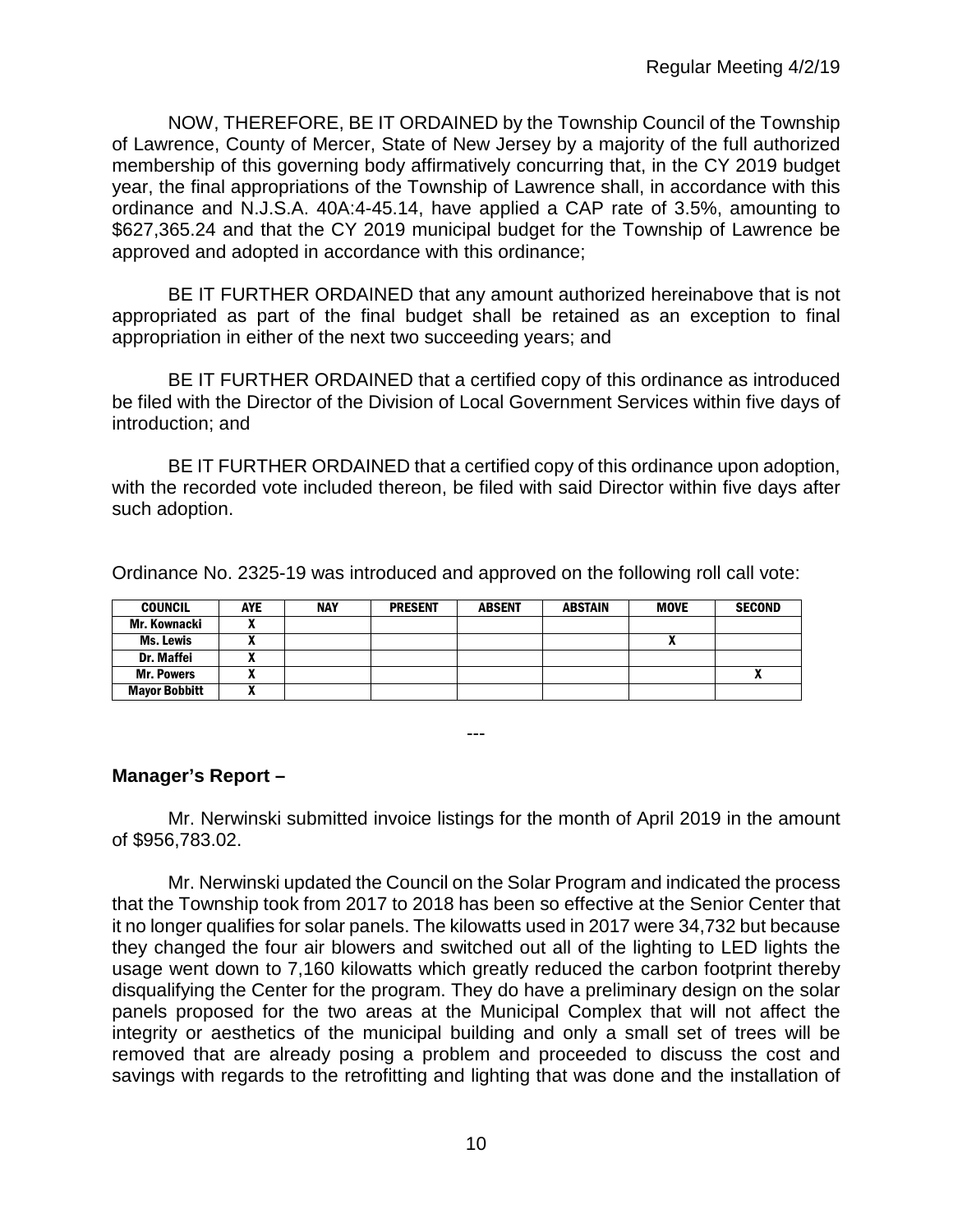NOW, THEREFORE, BE IT ORDAINED by the Township Council of the Township of Lawrence, County of Mercer, State of New Jersey by a majority of the full authorized membership of this governing body affirmatively concurring that, in the CY 2019 budget year, the final appropriations of the Township of Lawrence shall, in accordance with this ordinance and N.J.S.A. 40A:4-45.14, have applied a CAP rate of 3.5%, amounting to $627,365.24 and that the CY 2019 municipal budget for the Township of Lawrence be approved and adopted in accordance with this ordinance;

BE IT FURTHER ORDAINED that any amount authorized hereinabove that is not appropriated as part of the final budget shall be retained as an exception to final appropriation in either of the next two succeeding years; and

BE IT FURTHER ORDAINED that a certified copy of this ordinance as introduced be filed with the Director of the Division of Local Government Services within five days of introduction; and

BE IT FURTHER ORDAINED that a certified copy of this ordinance upon adoption, with the recorded vote included thereon, be filed with said Director within five days after such adoption.

Ordinance No. 2325-19 was introduced and approved on the following roll call vote:

| COUNCIL | AYE | NAY | PRESENT | ABSENT | ABSTAIN | MOVE | SECOND |
|---|---|---|---|---|---|---|---|
| Mr. Kownacki | X | | | | | | |
| Ms. Lewis | X | | | | | X | |
| Dr. Maffei | X | | | | | | |
| Mr. Powers | X | | | | | | X |
| Mayor Bobbitt | X | | | | | | |

---

**Manager's Report –**

Mr. Nerwinski submitted invoice listings for the month of April 2019 in the amount of $956,783.02.

Mr. Nerwinski updated the Council on the Solar Program and indicated the process that the Township took from 2017 to 2018 has been so effective at the Senior Center that it no longer qualifies for solar panels. The kilowatts used in 2017 were 34,732 but because they changed the four air blowers and switched out all of the lighting to LED lights the usage went down to 7,160 kilowatts which greatly reduced the carbon footprint thereby disqualifying the Center for the program. They do have a preliminary design on the solar panels proposed for the two areas at the Municipal Complex that will not affect the integrity or aesthetics of the municipal building and only a small set of trees will be removed that are already posing a problem and proceeded to discuss the cost and savings with regards to the retrofitting and lighting that was done and the installation of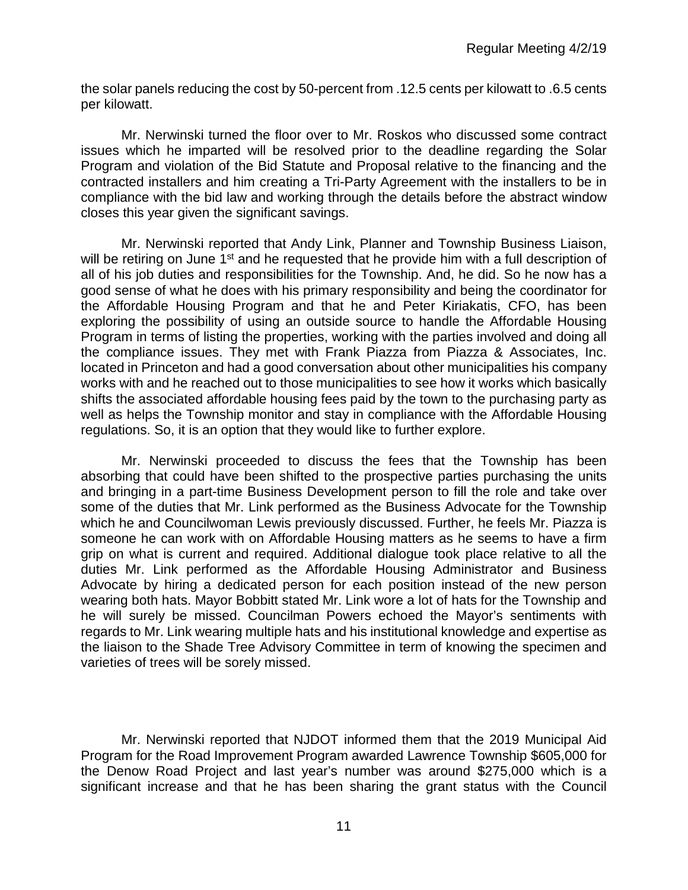the solar panels reducing the cost by 50-percent from .12.5 cents per kilowatt to .6.5 cents per kilowatt.

Mr. Nerwinski turned the floor over to Mr. Roskos who discussed some contract issues which he imparted will be resolved prior to the deadline regarding the Solar Program and violation of the Bid Statute and Proposal relative to the financing and the contracted installers and him creating a Tri-Party Agreement with the installers to be in compliance with the bid law and working through the details before the abstract window closes this year given the significant savings.

Mr. Nerwinski reported that Andy Link, Planner and Township Business Liaison, will be retiring on June 1st and he requested that he provide him with a full description of all of his job duties and responsibilities for the Township. And, he did. So he now has a good sense of what he does with his primary responsibility and being the coordinator for the Affordable Housing Program and that he and Peter Kiriakatis, CFO, has been exploring the possibility of using an outside source to handle the Affordable Housing Program in terms of listing the properties, working with the parties involved and doing all the compliance issues. They met with Frank Piazza from Piazza & Associates, Inc. located in Princeton and had a good conversation about other municipalities his company works with and he reached out to those municipalities to see how it works which basically shifts the associated affordable housing fees paid by the town to the purchasing party as well as helps the Township monitor and stay in compliance with the Affordable Housing regulations. So, it is an option that they would like to further explore.

Mr. Nerwinski proceeded to discuss the fees that the Township has been absorbing that could have been shifted to the prospective parties purchasing the units and bringing in a part-time Business Development person to fill the role and take over some of the duties that Mr. Link performed as the Business Advocate for the Township which he and Councilwoman Lewis previously discussed. Further, he feels Mr. Piazza is someone he can work with on Affordable Housing matters as he seems to have a firm grip on what is current and required. Additional dialogue took place relative to all the duties Mr. Link performed as the Affordable Housing Administrator and Business Advocate by hiring a dedicated person for each position instead of the new person wearing both hats. Mayor Bobbitt stated Mr. Link wore a lot of hats for the Township and he will surely be missed. Councilman Powers echoed the Mayor's sentiments with regards to Mr. Link wearing multiple hats and his institutional knowledge and expertise as the liaison to the Shade Tree Advisory Committee in term of knowing the specimen and varieties of trees will be sorely missed.

Mr. Nerwinski reported that NJDOT informed them that the 2019 Municipal Aid Program for the Road Improvement Program awarded Lawrence Township $605,000 for the Denow Road Project and last year's number was around $275,000 which is a significant increase and that he has been sharing the grant status with the Council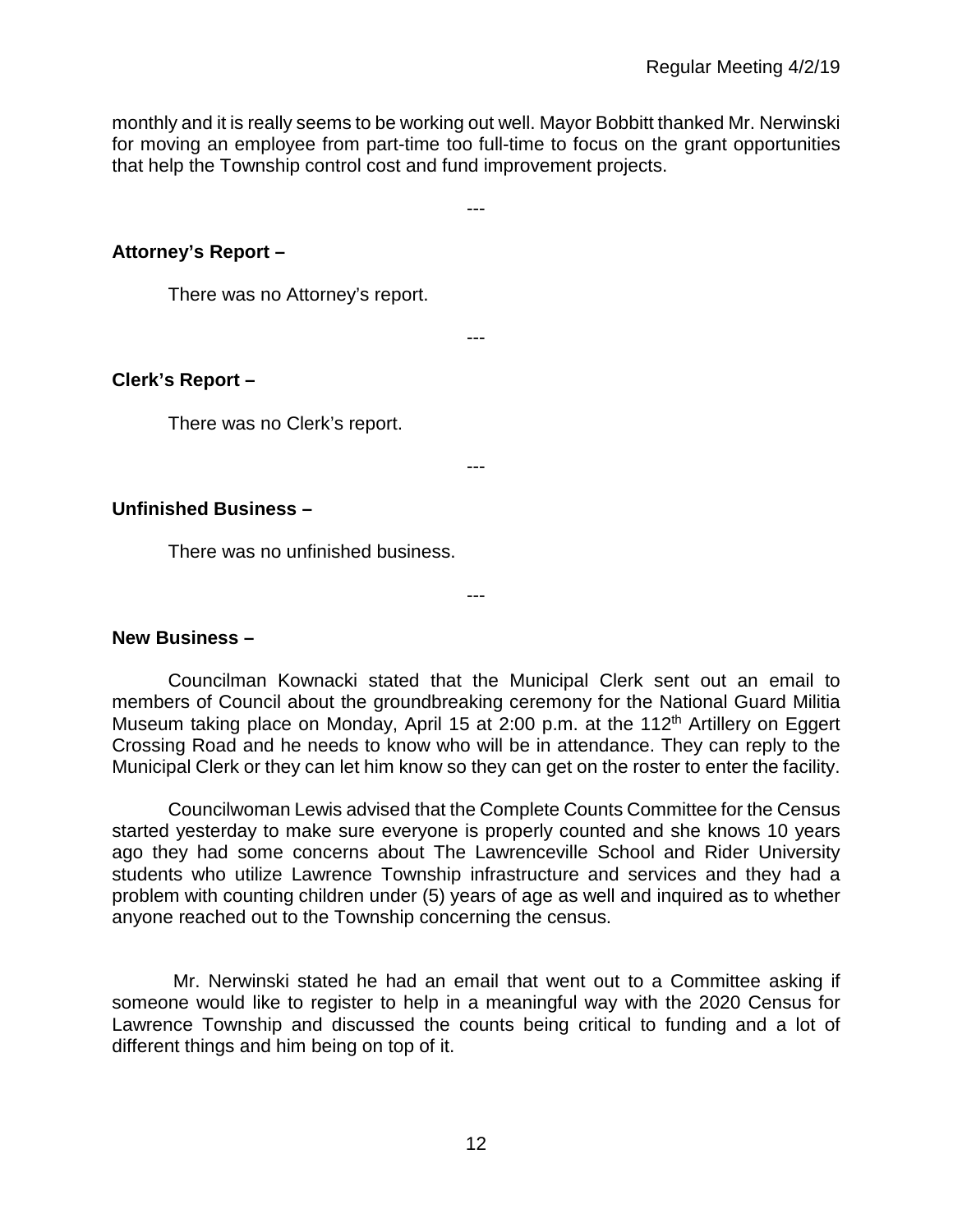monthly and it is really seems to be working out well. Mayor Bobbitt thanked Mr. Nerwinski for moving an employee from part-time too full-time to focus on the grant opportunities that help the Township control cost and fund improvement projects.

---

**Attorney's Report –**

There was no Attorney's report.

---

**Clerk's Report –**

There was no Clerk's report.

---

**Unfinished Business –**

There was no unfinished business.

---

**New Business –**

Councilman Kownacki stated that the Municipal Clerk sent out an email to members of Council about the groundbreaking ceremony for the National Guard Militia Museum taking place on Monday, April 15 at 2:00 p.m. at the 112th Artillery on Eggert Crossing Road and he needs to know who will be in attendance. They can reply to the Municipal Clerk or they can let him know so they can get on the roster to enter the facility.

Councilwoman Lewis advised that the Complete Counts Committee for the Census started yesterday to make sure everyone is properly counted and she knows 10 years ago they had some concerns about The Lawrenceville School and Rider University students who utilize Lawrence Township infrastructure and services and they had a problem with counting children under (5) years of age as well and inquired as to whether anyone reached out to the Township concerning the census.

Mr. Nerwinski stated he had an email that went out to a Committee asking if someone would like to register to help in a meaningful way with the 2020 Census for Lawrence Township and discussed the counts being critical to funding and a lot of different things and him being on top of it.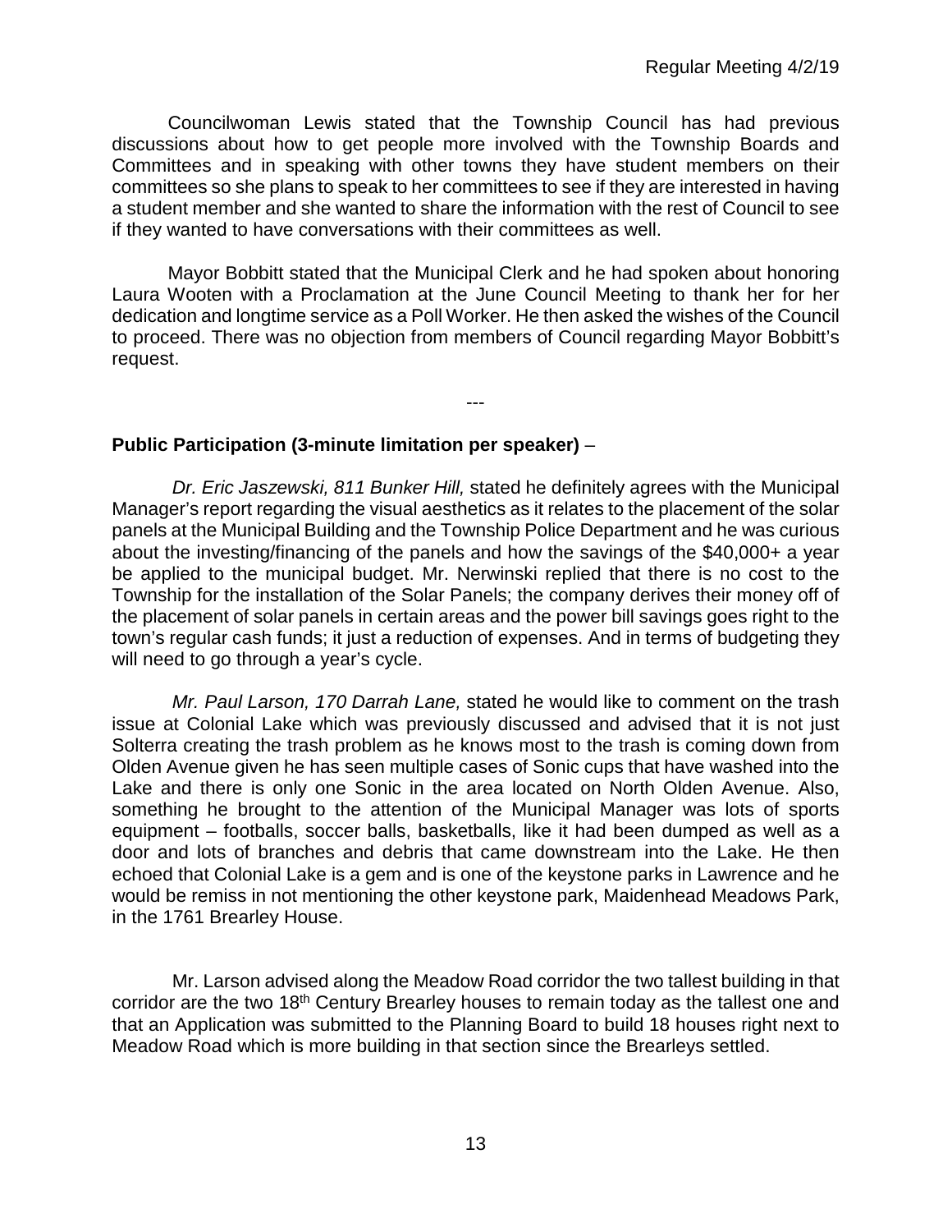Councilwoman Lewis stated that the Township Council has had previous discussions about how to get people more involved with the Township Boards and Committees and in speaking with other towns they have student members on their committees so she plans to speak to her committees to see if they are interested in having a student member and she wanted to share the information with the rest of Council to see if they wanted to have conversations with their committees as well.

Mayor Bobbitt stated that the Municipal Clerk and he had spoken about honoring Laura Wooten with a Proclamation at the June Council Meeting to thank her for her dedication and longtime service as a Poll Worker. He then asked the wishes of the Council to proceed. There was no objection from members of Council regarding Mayor Bobbitt's request.

---

**Public Participation (3-minute limitation per speaker)** –

*Dr. Eric Jaszewski, 811 Bunker Hill,* stated he definitely agrees with the Municipal Manager's report regarding the visual aesthetics as it relates to the placement of the solar panels at the Municipal Building and the Township Police Department and he was curious about the investing/financing of the panels and how the savings of the $40,000+ a year be applied to the municipal budget. Mr. Nerwinski replied that there is no cost to the Township for the installation of the Solar Panels; the company derives their money off of the placement of solar panels in certain areas and the power bill savings goes right to the town's regular cash funds; it just a reduction of expenses. And in terms of budgeting they will need to go through a year's cycle.

*Mr. Paul Larson, 170 Darrah Lane,* stated he would like to comment on the trash issue at Colonial Lake which was previously discussed and advised that it is not just Solterra creating the trash problem as he knows most to the trash is coming down from Olden Avenue given he has seen multiple cases of Sonic cups that have washed into the Lake and there is only one Sonic in the area located on North Olden Avenue. Also, something he brought to the attention of the Municipal Manager was lots of sports equipment – footballs, soccer balls, basketballs, like it had been dumped as well as a door and lots of branches and debris that came downstream into the Lake. He then echoed that Colonial Lake is a gem and is one of the keystone parks in Lawrence and he would be remiss in not mentioning the other keystone park, Maidenhead Meadows Park, in the 1761 Brearley House.

Mr. Larson advised along the Meadow Road corridor the two tallest building in that corridor are the two 18th Century Brearley houses to remain today as the tallest one and that an Application was submitted to the Planning Board to build 18 houses right next to Meadow Road which is more building in that section since the Brearleys settled.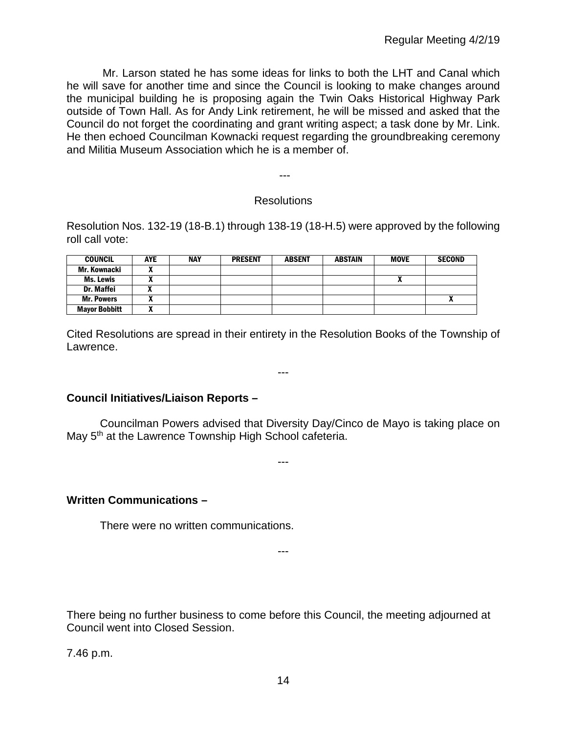Mr. Larson stated he has some ideas for links to both the LHT and Canal which he will save for another time and since the Council is looking to make changes around the municipal building he is proposing again the Twin Oaks Historical Highway Park outside of Town Hall. As for Andy Link retirement, he will be missed and asked that the Council do not forget the coordinating and grant writing aspect; a task done by Mr. Link. He then echoed Councilman Kownacki request regarding the groundbreaking ceremony and Militia Museum Association which he is a member of.

---

## Resolutions

Resolution Nos. 132-19 (18-B.1) through 138-19 (18-H.5) were approved by the following roll call vote:

| COUNCIL | AYE | NAY | PRESENT | ABSENT | ABSTAIN | MOVE | SECOND |
|---|---|---|---|---|---|---|---|
| Mr. Kownacki | X | | | | | | |
| Ms. Lewis | X | | | | | X | |
| Dr. Maffei | X | | | | | | |
| Mr. Powers | X | | | | | | X |
| Mayor Bobbitt | X | | | | | | |

Cited Resolutions are spread in their entirety in the Resolution Books of the Township of Lawrence.

---

**Council Initiatives/Liaison Reports –**

Councilman Powers advised that Diversity Day/Cinco de Mayo is taking place on May 5th at the Lawrence Township High School cafeteria.

---

**Written Communications –**

There were no written communications.

---

There being no further business to come before this Council, the meeting adjourned at Council went into Closed Session.

7.46 p.m.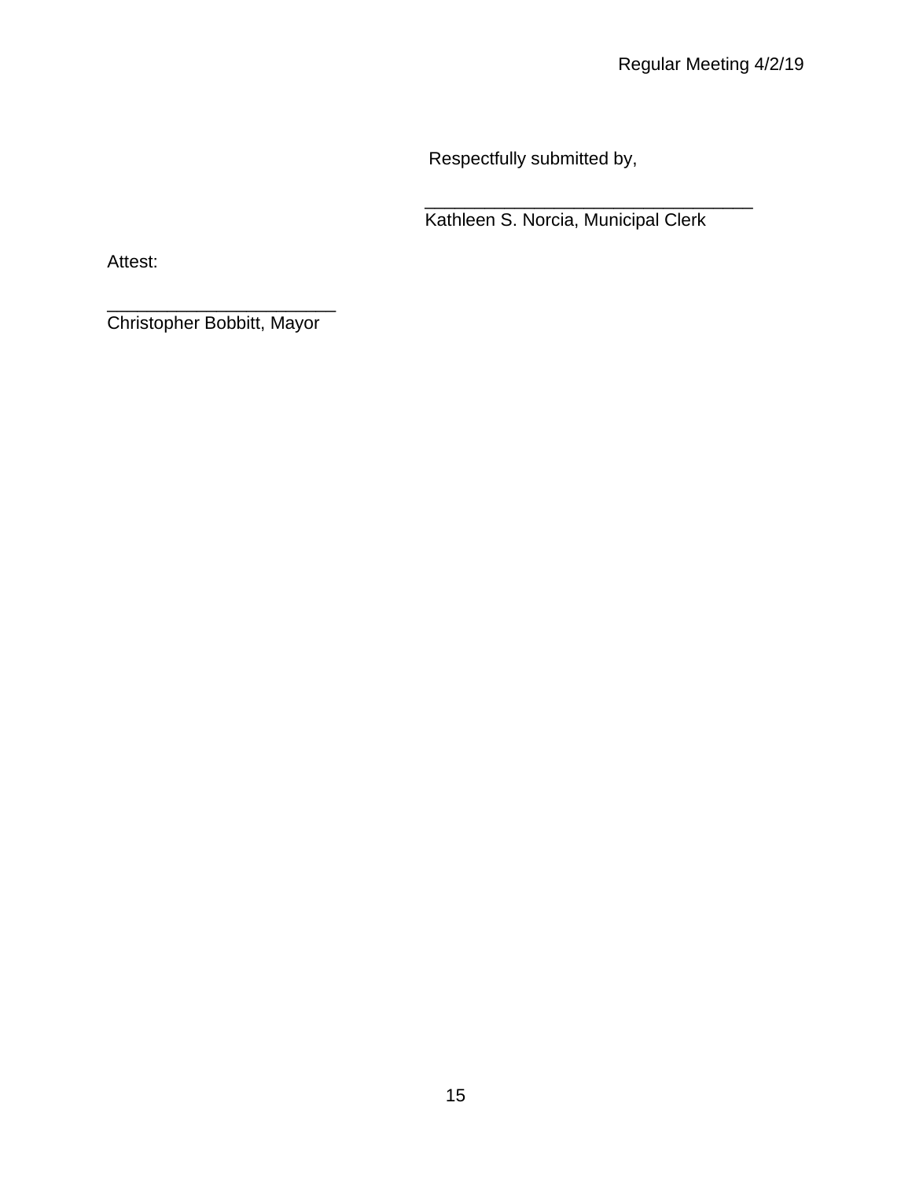Respectfully submitted by,

\_\_\_\_\_\_\_\_\_\_\_\_\_\_\_\_\_\_\_\_\_\_\_\_\_\_\_\_\_\_\_\_\_\_
Kathleen S. Norcia, Municipal Clerk

Attest:

\_\_\_\_\_\_\_\_\_\_\_\_\_\_\_\_\_\_\_\_\_\_\_\_
Christopher Bobbitt, Mayor